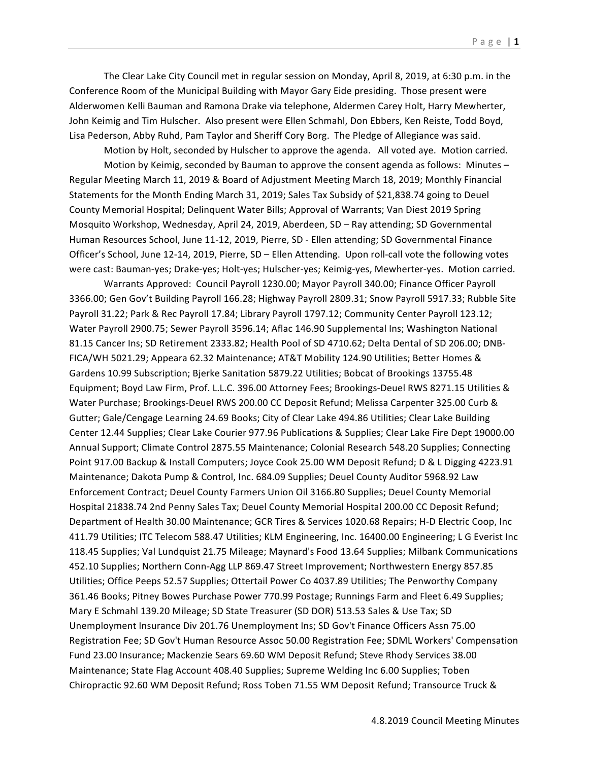The Clear Lake City Council met in regular session on Monday, April 8, 2019, at 6:30 p.m. in the Conference Room of the Municipal Building with Mayor Gary Eide presiding. Those present were Alderwomen Kelli Bauman and Ramona Drake via telephone, Aldermen Carey Holt, Harry Mewherter, John Keimig and Tim Hulscher. Also present were Ellen Schmahl, Don Ebbers, Ken Reiste, Todd Boyd, Lisa Pederson, Abby Ruhd, Pam Taylor and Sheriff Cory Borg. The Pledge of Allegiance was said.

Motion by Holt, seconded by Hulscher to approve the agenda. All voted aye. Motion carried.

Motion by Keimig, seconded by Bauman to approve the consent agenda as follows: Minutes – Regular Meeting March 11, 2019 & Board of Adjustment Meeting March 18, 2019; Monthly Financial Statements for the Month Ending March 31, 2019; Sales Tax Subsidy of $21,838.74 going to Deuel County Memorial Hospital; Delinquent Water Bills; Approval of Warrants; Van Diest 2019 Spring Mosquito Workshop, Wednesday, April 24, 2019, Aberdeen, SD – Ray attending; SD Governmental Human Resources School, June 11-12, 2019, Pierre, SD - Ellen attending; SD Governmental Finance Officer's School, June 12-14, 2019, Pierre, SD – Ellen Attending. Upon roll-call vote the following votes were cast: Bauman-yes; Drake-yes; Holt-yes; Hulscher-yes; Keimig-yes, Mewherter-yes. Motion carried.

Warrants Approved: Council Payroll 1230.00; Mayor Payroll 340.00; Finance Officer Payroll 3366.00; Gen Gov't Building Payroll 166.28; Highway Payroll 2809.31; Snow Payroll 5917.33; Rubble Site Payroll 31.22; Park & Rec Payroll 17.84; Library Payroll 1797.12; Community Center Payroll 123.12; Water Payroll 2900.75; Sewer Payroll 3596.14; Aflac 146.90 Supplemental Ins; Washington National 81.15 Cancer Ins; SD Retirement 2333.82; Health Pool of SD 4710.62; Delta Dental of SD 206.00; DNB-FICA/WH 5021.29; Appeara 62.32 Maintenance; AT&T Mobility 124.90 Utilities; Better Homes & Gardens 10.99 Subscription; Bjerke Sanitation 5879.22 Utilities; Bobcat of Brookings 13755.48 Equipment; Boyd Law Firm, Prof. L.L.C. 396.00 Attorney Fees; Brookings-Deuel RWS 8271.15 Utilities & Water Purchase; Brookings-Deuel RWS 200.00 CC Deposit Refund; Melissa Carpenter 325.00 Curb & Gutter; Gale/Cengage Learning 24.69 Books; City of Clear Lake 494.86 Utilities; Clear Lake Building Center 12.44 Supplies; Clear Lake Courier 977.96 Publications & Supplies; Clear Lake Fire Dept 19000.00 Annual Support; Climate Control 2875.55 Maintenance; Colonial Research 548.20 Supplies; Connecting Point 917.00 Backup & Install Computers; Joyce Cook 25.00 WM Deposit Refund; D & L Digging 4223.91 Maintenance; Dakota Pump & Control, Inc. 684.09 Supplies; Deuel County Auditor 5968.92 Law Enforcement Contract; Deuel County Farmers Union Oil 3166.80 Supplies; Deuel County Memorial Hospital 21838.74 2nd Penny Sales Tax; Deuel County Memorial Hospital 200.00 CC Deposit Refund; Department of Health 30.00 Maintenance; GCR Tires & Services 1020.68 Repairs; H-D Electric Coop, Inc 411.79 Utilities; ITC Telecom 588.47 Utilities; KLM Engineering, Inc. 16400.00 Engineering; L G Everist Inc 118.45 Supplies; Val Lundquist 21.75 Mileage; Maynard's Food 13.64 Supplies; Milbank Communications 452.10 Supplies; Northern Conn-Agg LLP 869.47 Street Improvement; Northwestern Energy 857.85 Utilities; Office Peeps 52.57 Supplies; Ottertail Power Co 4037.89 Utilities; The Penworthy Company 361.46 Books; Pitney Bowes Purchase Power 770.99 Postage; Runnings Farm and Fleet 6.49 Supplies; Mary E Schmahl 139.20 Mileage; SD State Treasurer (SD DOR) 513.53 Sales & Use Tax; SD Unemployment Insurance Div 201.76 Unemployment Ins; SD Gov't Finance Officers Assn 75.00 Registration Fee; SD Gov't Human Resource Assoc 50.00 Registration Fee; SDML Workers' Compensation Fund 23.00 Insurance; Mackenzie Sears 69.60 WM Deposit Refund; Steve Rhody Services 38.00 Maintenance; State Flag Account 408.40 Supplies; Supreme Welding Inc 6.00 Supplies; Toben Chiropractic 92.60 WM Deposit Refund; Ross Toben 71.55 WM Deposit Refund; Transource Truck &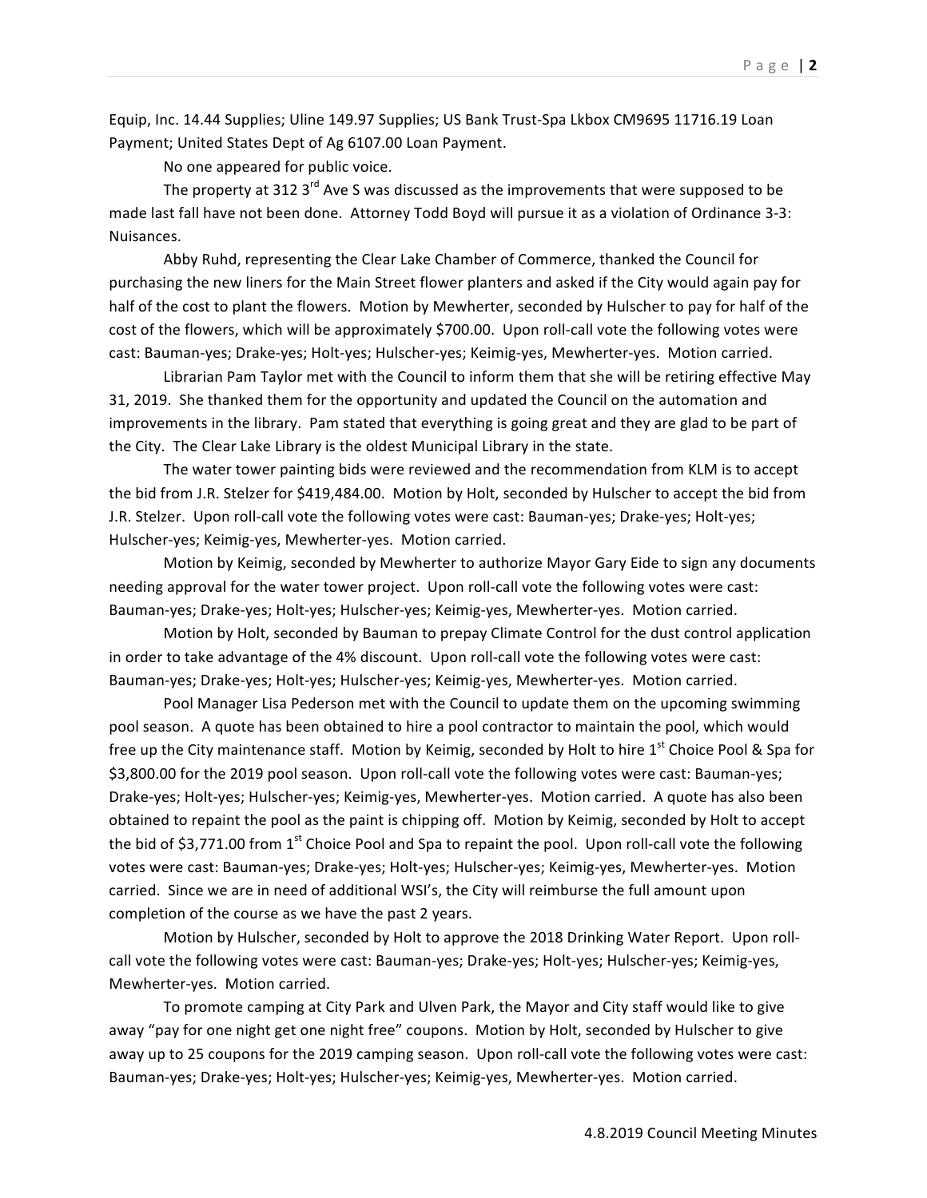Equip, Inc. 14.44 Supplies; Uline 149.97 Supplies; US Bank Trust-Spa Lkbox CM9695 11716.19 Loan Payment; United States Dept of Ag 6107.00 Loan Payment.

No one appeared for public voice.

The property at 312 3rd Ave S was discussed as the improvements that were supposed to be made last fall have not been done. Attorney Todd Boyd will pursue it as a violation of Ordinance 3-3: Nuisances.

Abby Ruhd, representing the Clear Lake Chamber of Commerce, thanked the Council for purchasing the new liners for the Main Street flower planters and asked if the City would again pay for half of the cost to plant the flowers. Motion by Mewherter, seconded by Hulscher to pay for half of the cost of the flowers, which will be approximately $700.00. Upon roll-call vote the following votes were cast: Bauman-yes; Drake-yes; Holt-yes; Hulscher-yes; Keimig-yes, Mewherter-yes. Motion carried.

Librarian Pam Taylor met with the Council to inform them that she will be retiring effective May 31, 2019. She thanked them for the opportunity and updated the Council on the automation and improvements in the library. Pam stated that everything is going great and they are glad to be part of the City. The Clear Lake Library is the oldest Municipal Library in the state.

The water tower painting bids were reviewed and the recommendation from KLM is to accept the bid from J.R. Stelzer for $419,484.00. Motion by Holt, seconded by Hulscher to accept the bid from J.R. Stelzer. Upon roll-call vote the following votes were cast: Bauman-yes; Drake-yes; Holt-yes; Hulscher-yes; Keimig-yes, Mewherter-yes. Motion carried.

Motion by Keimig, seconded by Mewherter to authorize Mayor Gary Eide to sign any documents needing approval for the water tower project. Upon roll-call vote the following votes were cast: Bauman-yes; Drake-yes; Holt-yes; Hulscher-yes; Keimig-yes, Mewherter-yes. Motion carried.

Motion by Holt, seconded by Bauman to prepay Climate Control for the dust control application in order to take advantage of the 4% discount. Upon roll-call vote the following votes were cast: Bauman-yes; Drake-yes; Holt-yes; Hulscher-yes; Keimig-yes, Mewherter-yes. Motion carried.

Pool Manager Lisa Pederson met with the Council to update them on the upcoming swimming pool season. A quote has been obtained to hire a pool contractor to maintain the pool, which would free up the City maintenance staff. Motion by Keimig, seconded by Holt to hire 1st Choice Pool & Spa for $3,800.00 for the 2019 pool season. Upon roll-call vote the following votes were cast: Bauman-yes; Drake-yes; Holt-yes; Hulscher-yes; Keimig-yes, Mewherter-yes. Motion carried. A quote has also been obtained to repaint the pool as the paint is chipping off. Motion by Keimig, seconded by Holt to accept the bid of $3,771.00 from 1st Choice Pool and Spa to repaint the pool. Upon roll-call vote the following votes were cast: Bauman-yes; Drake-yes; Holt-yes; Hulscher-yes; Keimig-yes, Mewherter-yes. Motion carried. Since we are in need of additional WSI's, the City will reimburse the full amount upon completion of the course as we have the past 2 years.

Motion by Hulscher, seconded by Holt to approve the 2018 Drinking Water Report. Upon roll-call vote the following votes were cast: Bauman-yes; Drake-yes; Holt-yes; Hulscher-yes; Keimig-yes, Mewherter-yes. Motion carried.

To promote camping at City Park and Ulven Park, the Mayor and City staff would like to give away "pay for one night get one night free" coupons. Motion by Holt, seconded by Hulscher to give away up to 25 coupons for the 2019 camping season. Upon roll-call vote the following votes were cast: Bauman-yes; Drake-yes; Holt-yes; Hulscher-yes; Keimig-yes, Mewherter-yes. Motion carried.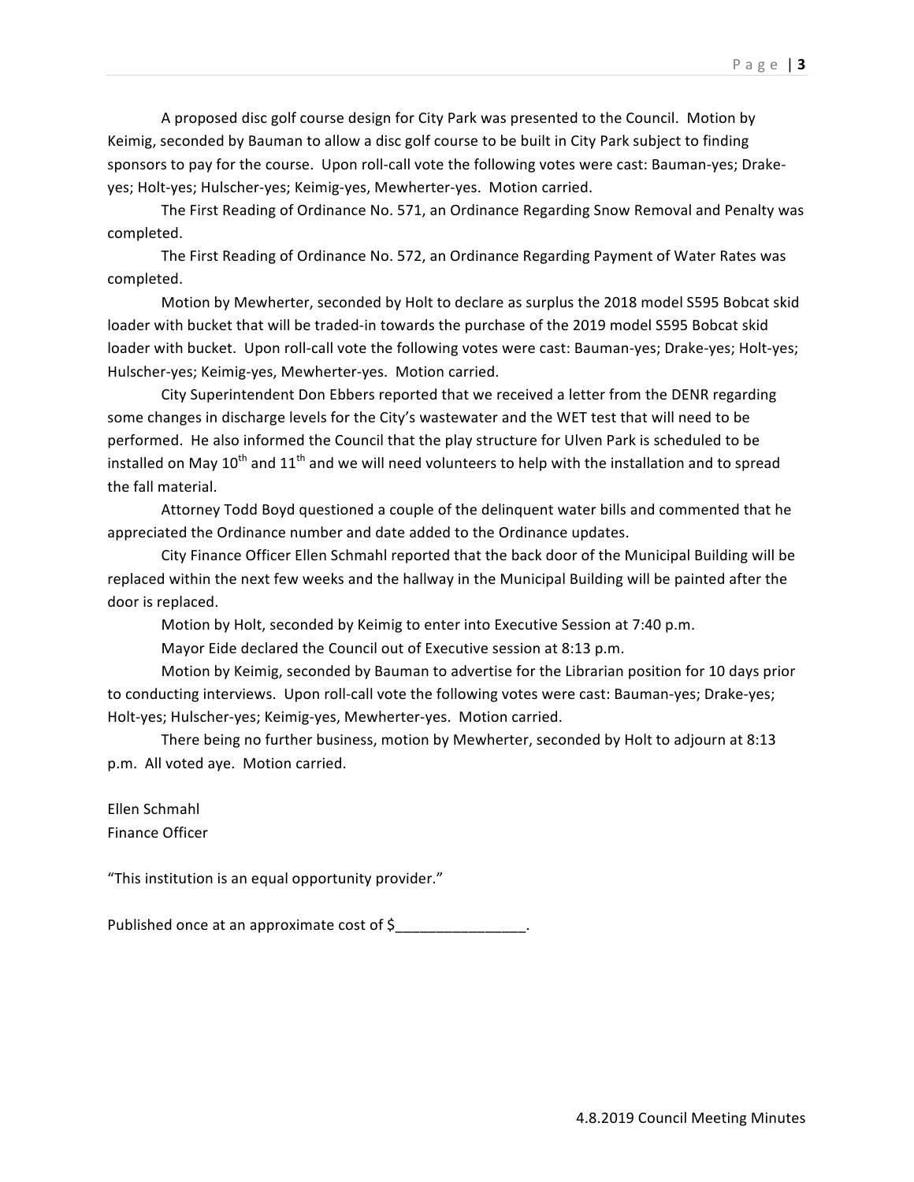A proposed disc golf course design for City Park was presented to the Council. Motion by Keimig, seconded by Bauman to allow a disc golf course to be built in City Park subject to finding sponsors to pay for the course. Upon roll-call vote the following votes were cast: Bauman-yes; Drake-yes; Holt-yes; Hulscher-yes; Keimig-yes, Mewherter-yes. Motion carried.

The First Reading of Ordinance No. 571, an Ordinance Regarding Snow Removal and Penalty was completed.

The First Reading of Ordinance No. 572, an Ordinance Regarding Payment of Water Rates was completed.

Motion by Mewherter, seconded by Holt to declare as surplus the 2018 model S595 Bobcat skid loader with bucket that will be traded-in towards the purchase of the 2019 model S595 Bobcat skid loader with bucket. Upon roll-call vote the following votes were cast: Bauman-yes; Drake-yes; Holt-yes; Hulscher-yes; Keimig-yes, Mewherter-yes. Motion carried.

City Superintendent Don Ebbers reported that we received a letter from the DENR regarding some changes in discharge levels for the City's wastewater and the WET test that will need to be performed. He also informed the Council that the play structure for Ulven Park is scheduled to be installed on May 10th and 11th and we will need volunteers to help with the installation and to spread the fall material.

Attorney Todd Boyd questioned a couple of the delinquent water bills and commented that he appreciated the Ordinance number and date added to the Ordinance updates.

City Finance Officer Ellen Schmahl reported that the back door of the Municipal Building will be replaced within the next few weeks and the hallway in the Municipal Building will be painted after the door is replaced.

Motion by Holt, seconded by Keimig to enter into Executive Session at 7:40 p.m.

Mayor Eide declared the Council out of Executive session at 8:13 p.m.

Motion by Keimig, seconded by Bauman to advertise for the Librarian position for 10 days prior to conducting interviews. Upon roll-call vote the following votes were cast: Bauman-yes; Drake-yes; Holt-yes; Hulscher-yes; Keimig-yes, Mewherter-yes. Motion carried.

There being no further business, motion by Mewherter, seconded by Holt to adjourn at 8:13 p.m. All voted aye. Motion carried.

Ellen Schmahl
Finance Officer

"This institution is an equal opportunity provider."

Published once at an approximate cost of $________________.